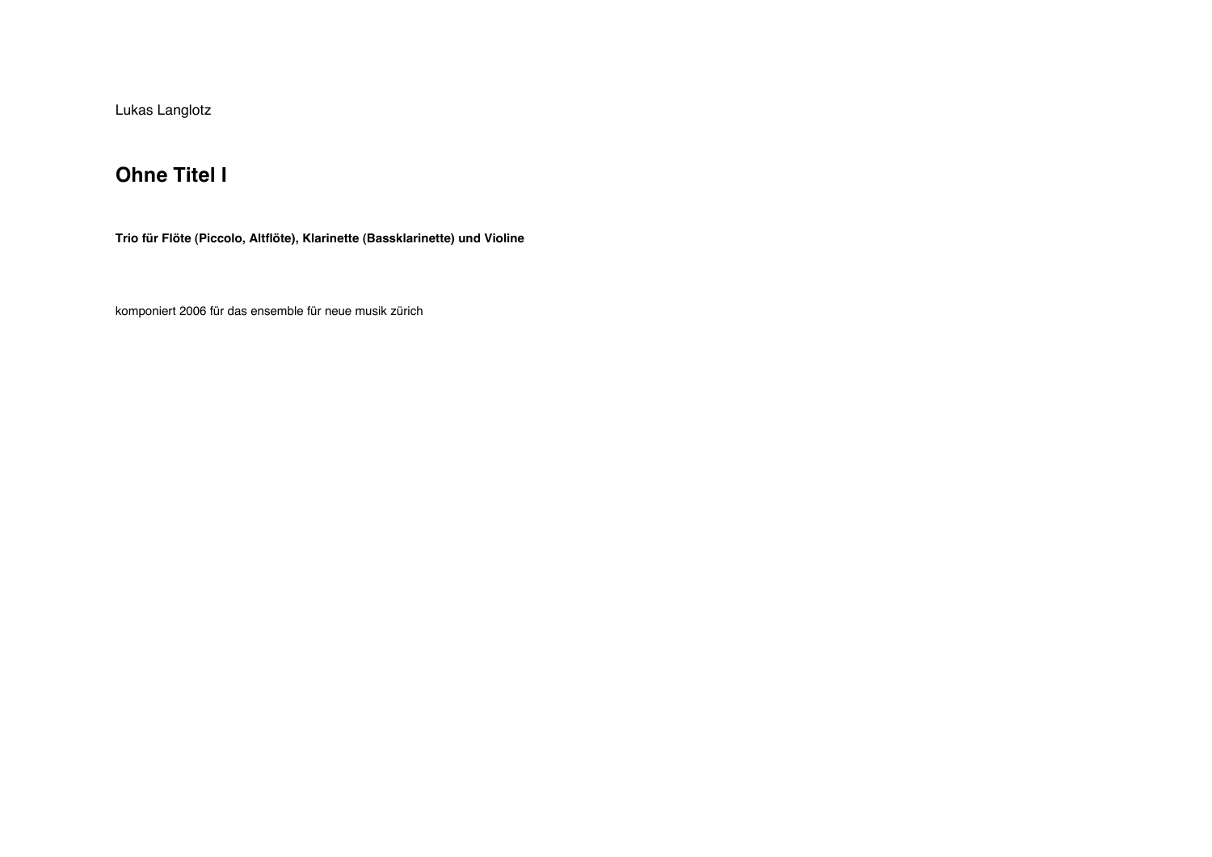Lukas Langlotz

# Ohne Titel I

**Trio für Flöte (Piccolo, Altflöte), Klarinette (Bassklarinette) und Violine**

komponiert 2006 für das ensemble für neue musik zürich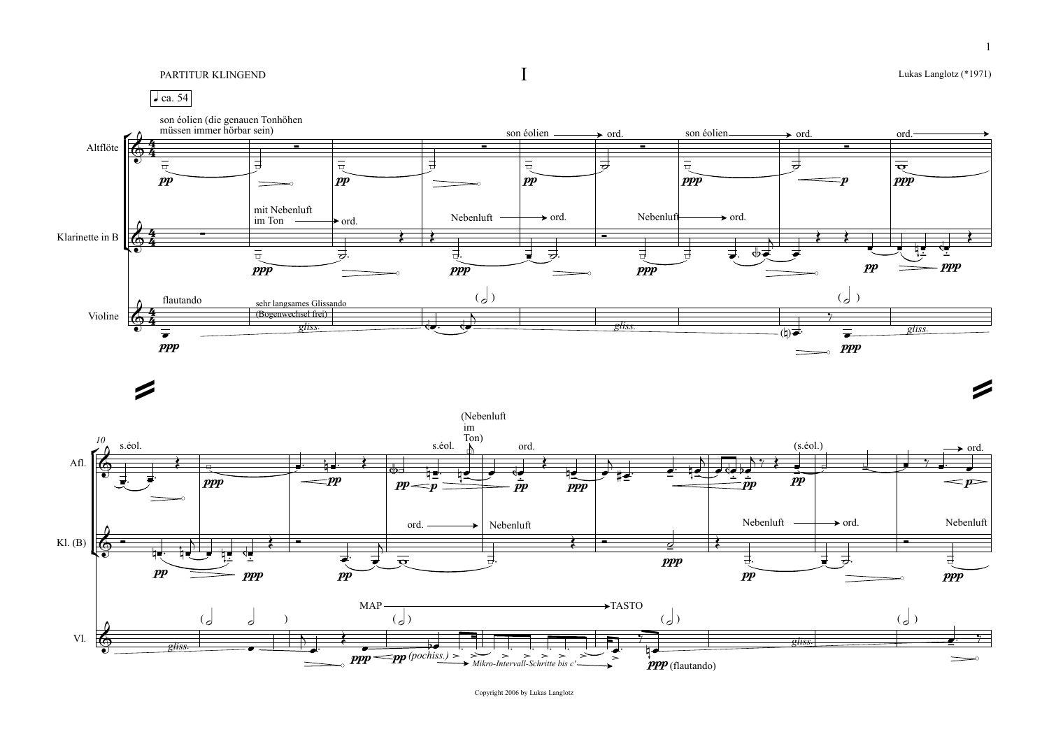PARTITUR KLINGEND

# I

Lukas Langlotz (*1971)

ca. 54

Altflöte

Klarinette in B

Violine

son éolien (die genauen Tonhöhen müssen immer hörbar sein)

mit Nebenluft im Ton → ord.

flautando

sehr langsames Glissando (Bogenwechsel frei)

gliss.

son éolien → ord.

Nebenluft → ord.

son éolien → ord.

Nebenluft → ord.

ord. →

gliss.

gliss.

Afl.

Kl. (B)

Vl.

s.éol.

s.éol.

(Nebenluft im Ton)

ord.

(s.éol.)

→ ord.

ord. →

Nebenluft

Nebenluft → ord.

Nebenluft

gliss.

MAP → TASTO

(pochiss.)

Mikro-Intervall-Schritte bis c'

(flautando)

gliss.

Copyright 2006 by Lukas Langlotz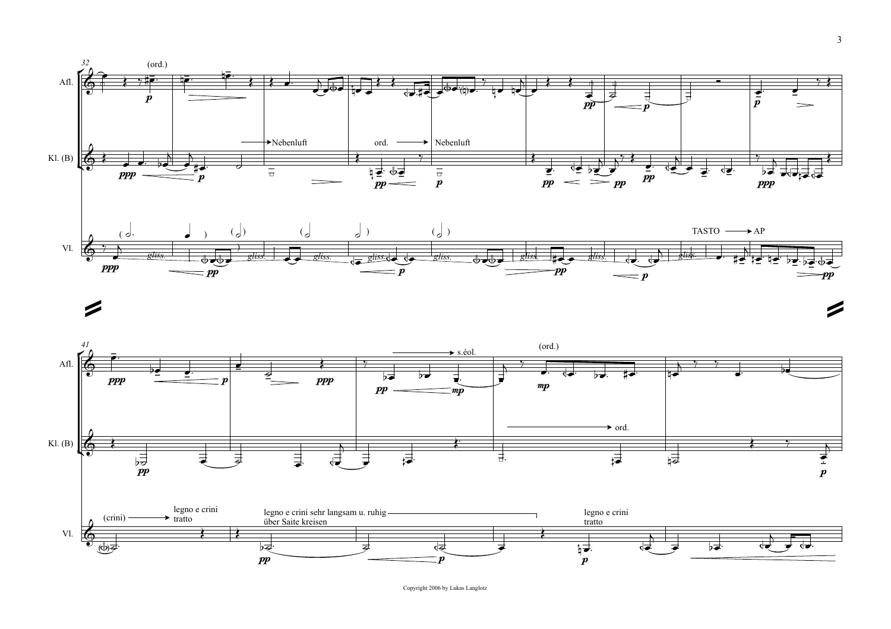Copyright 2006 by Lukas Langlotz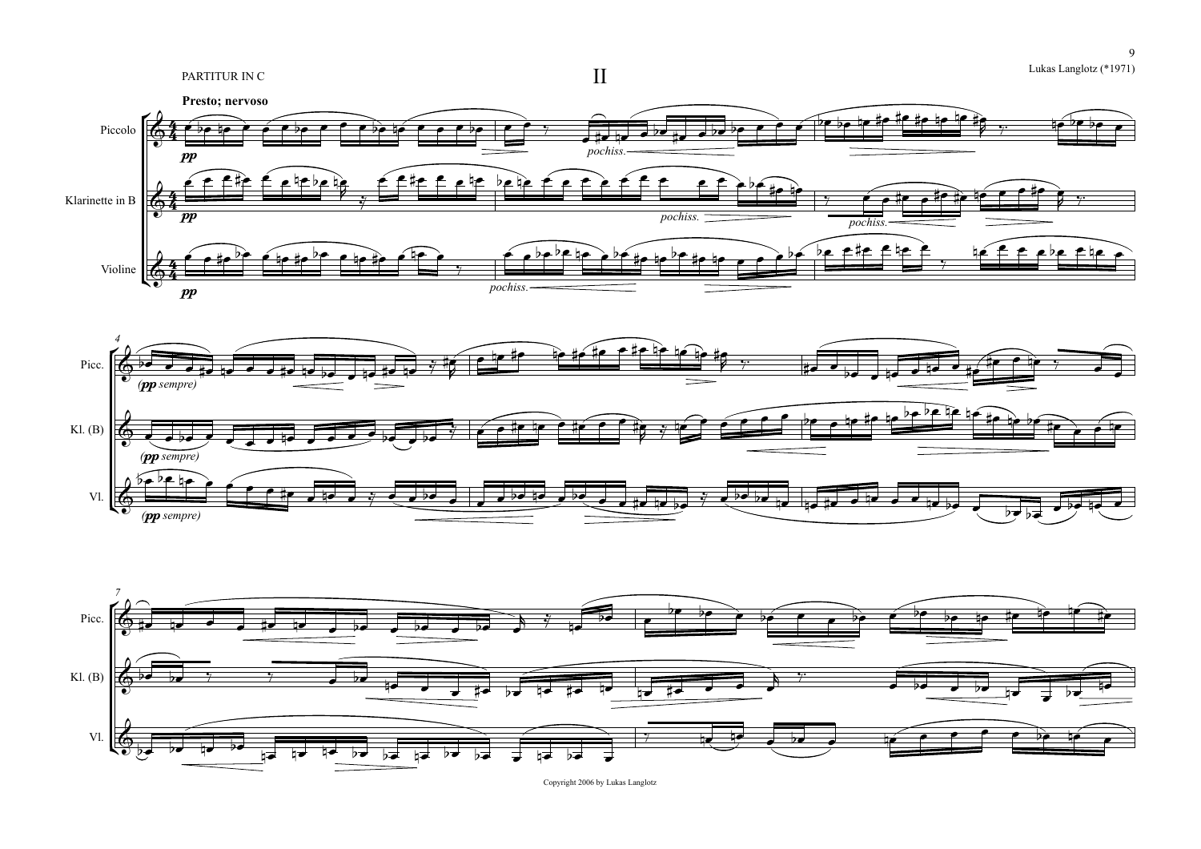PARTITUR IN C

# II

Lukas Langlotz (*1971)

**Presto; nervoso**

Piccolo

Klarinette in B

Violine

Copyright 2006 by Lukas Langlotz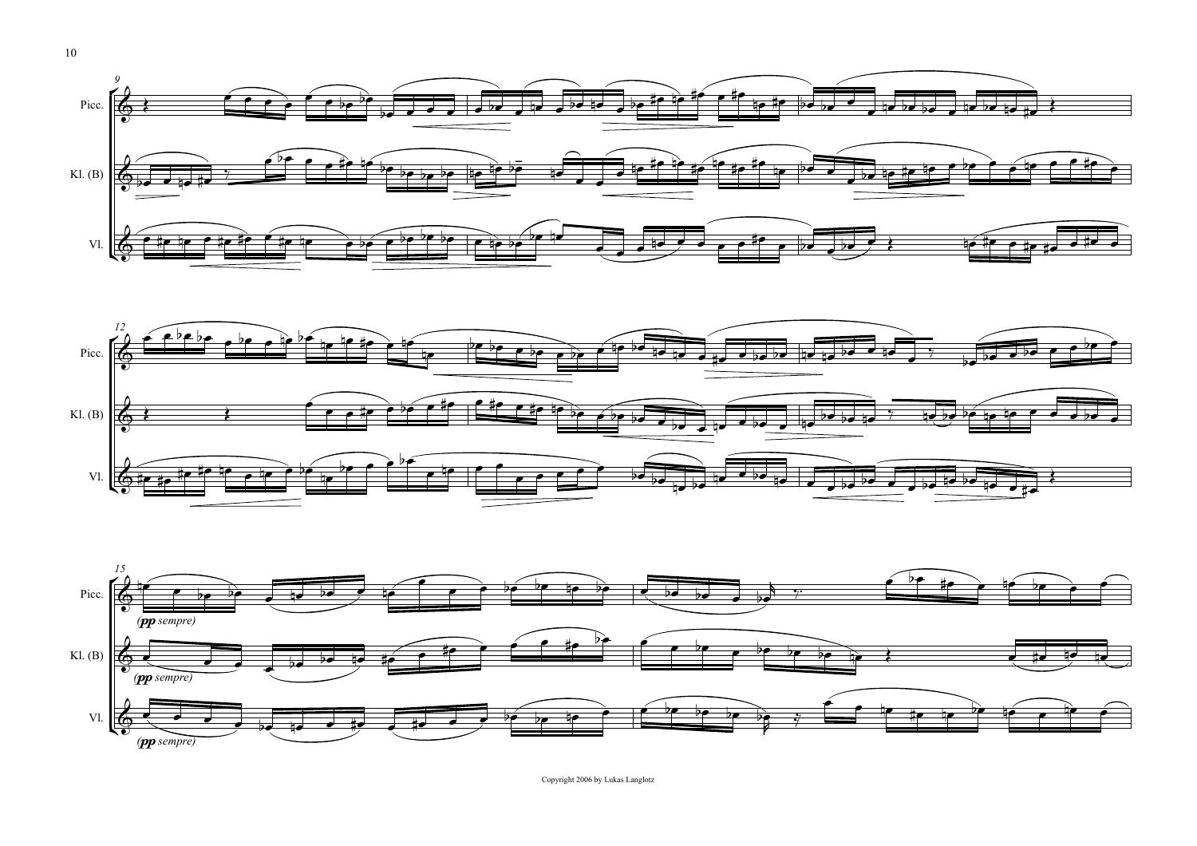Picc.

Kl. (B)

Vl.

*(pp sempre)*

*(pp sempre)*

*(pp sempre)*

Copyright 2006 by Lukas Langlotz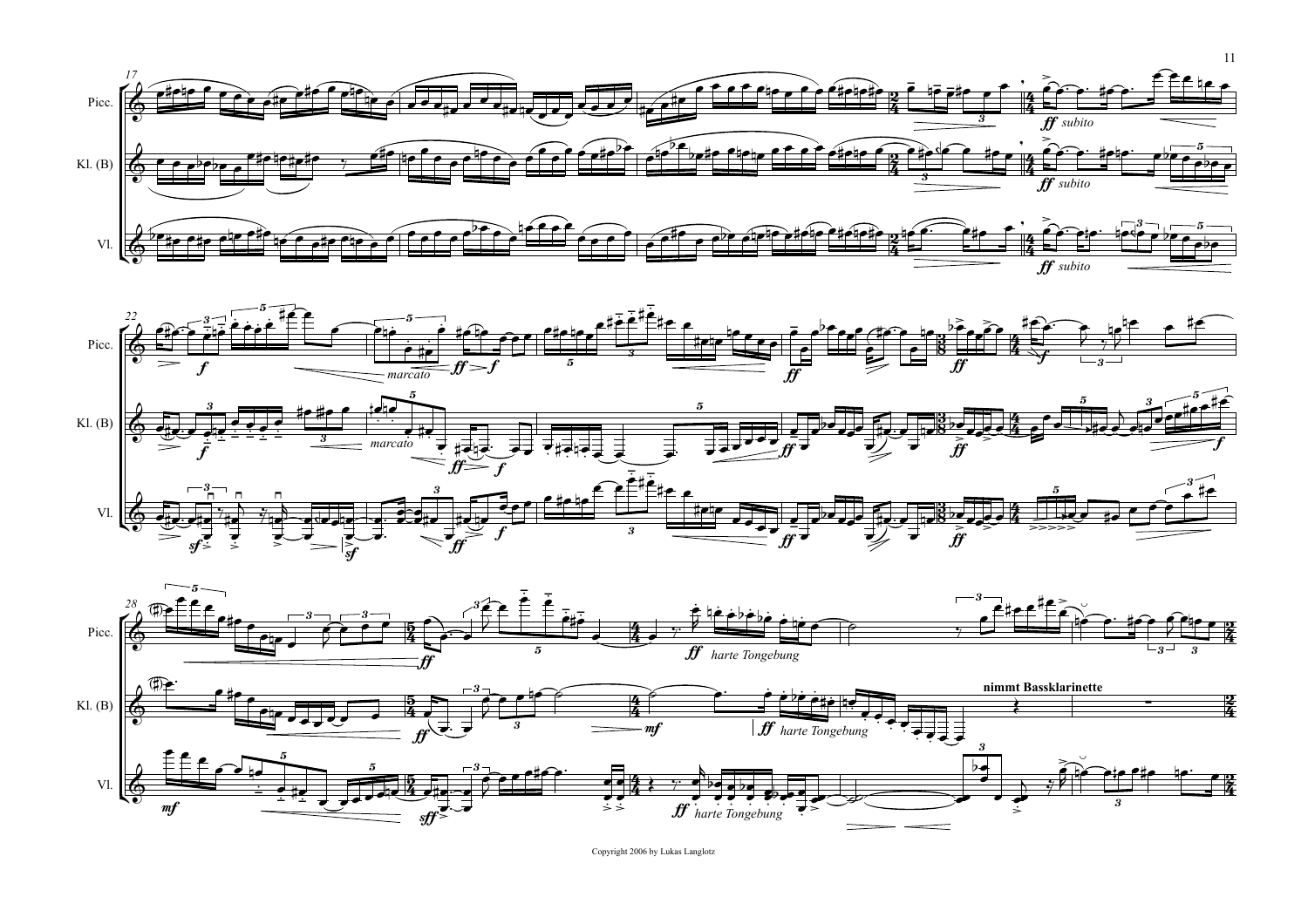Picc.

Kl. (B)

Vl.

*ff subito*

*marcato*

*ff harte Tongebung*

**nimmt Bassklarinette**

Copyright 2006 by Lukas Langlotz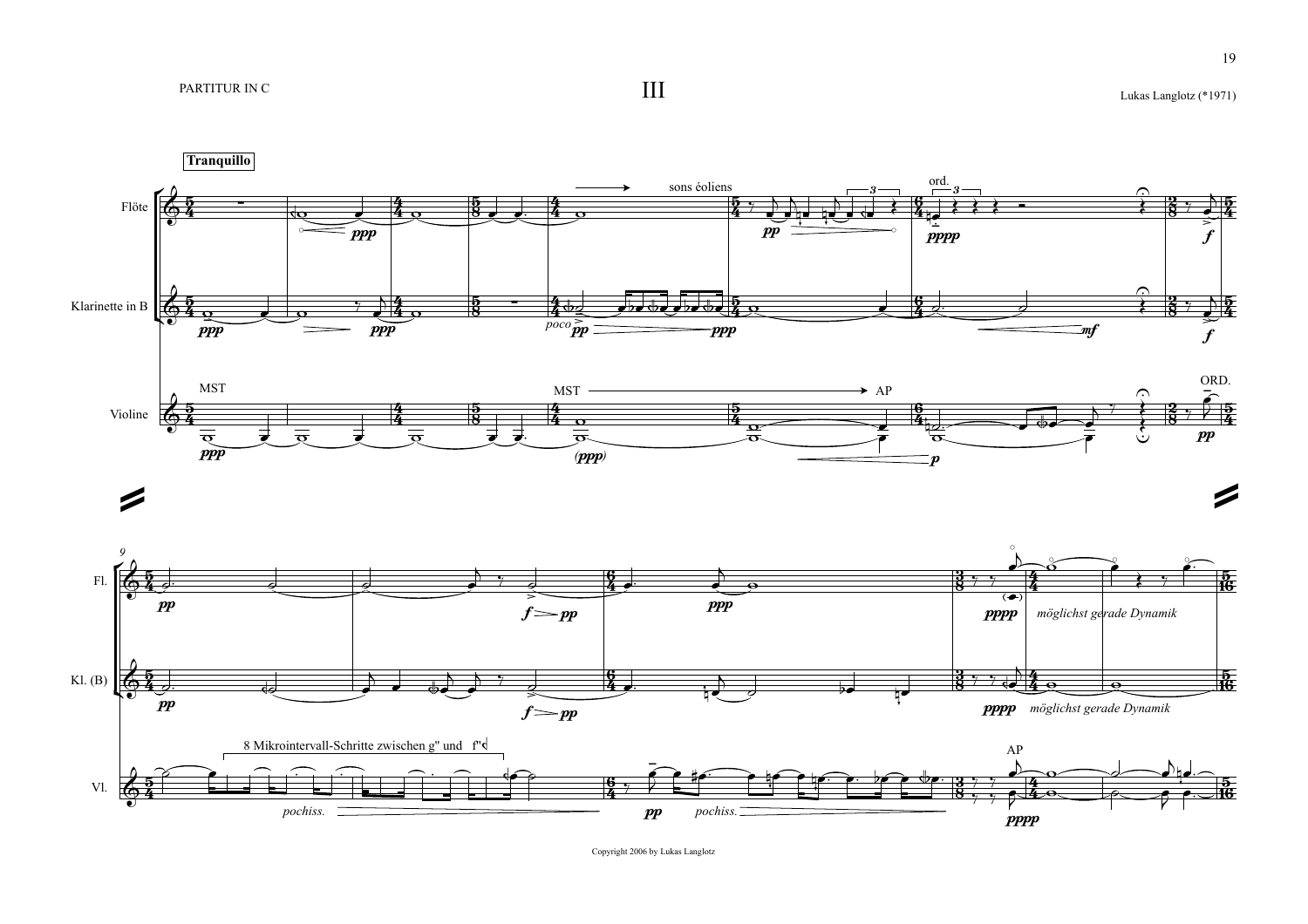# III

Lukas Langlotz (*1971)

**Tranquillo**

Flöte

Klarinette in B

Violine

sons éoliens

ord.

MST

MST → AP

ORD.

*poco*

8 Mikrointervall-Schritte zwischen g'' und f''

*pochiss.*

AP

*möglichst gerade Dynamik*

Fl.

Kl. (B)

Vl.

Copyright 2006 by Lukas Langlotz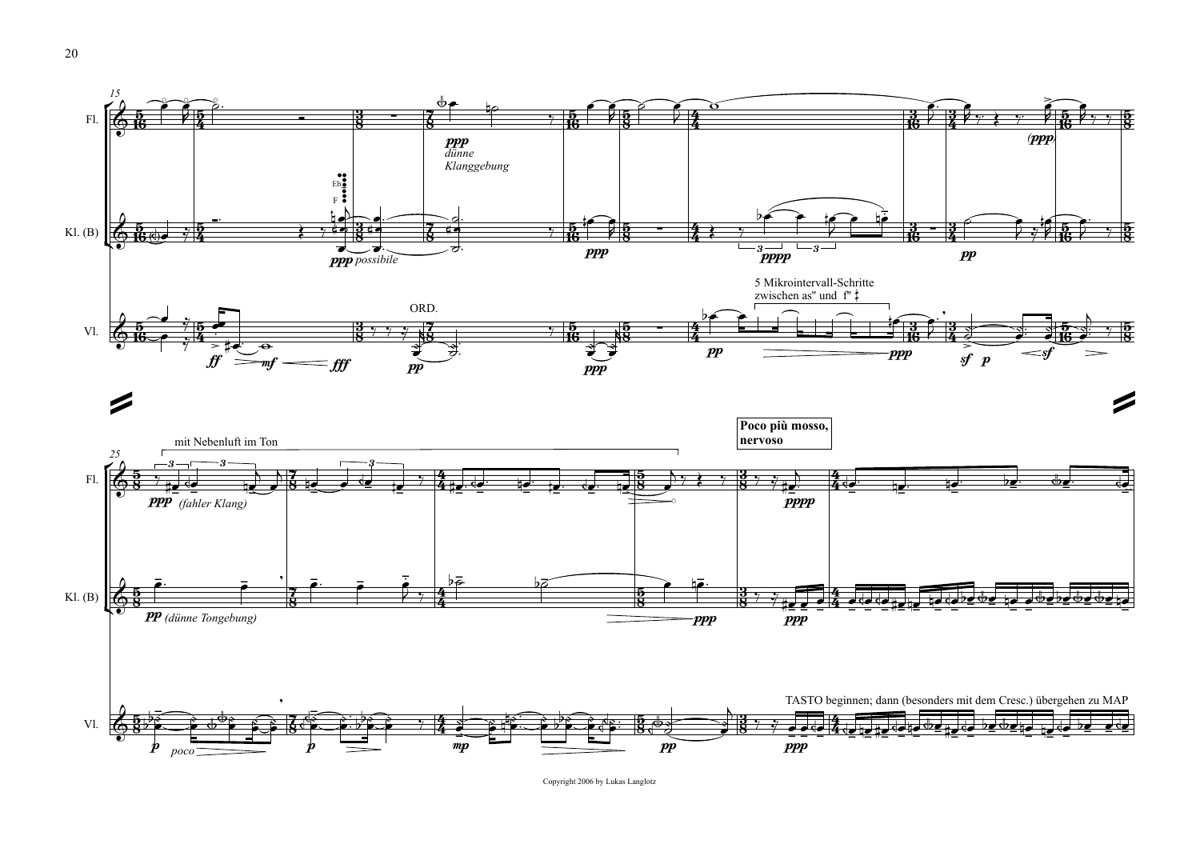Fl.

Kl. (B)

Vl.

*ppp* *dünne Klanggebung*

*ppp possibile*

ORD.

5 Mikrointervall-Schritte zwischen as" und f"

mit Nebenluft im Ton

*ppp (fahler Klang)*

*pp (dünne Tongebung)*

**Poco più mosso, nervoso**

TASTO beginnen; dann (besonders mit dem Cresc.) übergehen zu MAP

Copyright 2006 by Lukas Langlotz